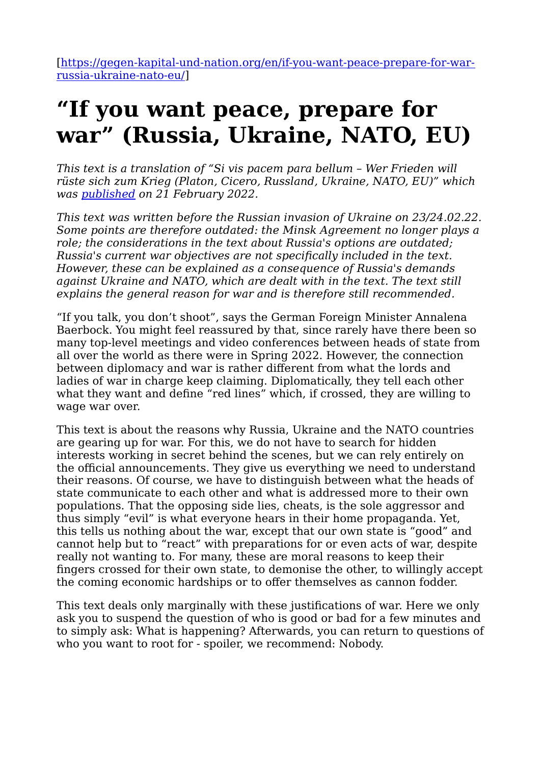[[https://gegen-kapital-und-nation.org/en/if-you-want-peace-prepare-for-war-russia-ukraine-nato-eu/](https://gegen-kapital-und-nation.org/en/if-you-want-peace-prepare-for-war-russia-ukraine-nato-eu/)]

# "If you want peace, prepare for war" (Russia, Ukraine, NATO, EU)

*This text is a translation of "Si vis pacem para bellum – Wer Frieden will rüste sich zum Krieg (Platon, Cicero, Russland, Ukraine, NATO, EU)" which was [published]() on 21 February 2022.*

*This text was written before the Russian invasion of Ukraine on 23/24.02.22. Some points are therefore outdated: the Minsk Agreement no longer plays a role; the considerations in the text about Russia's options are outdated; Russia's current war objectives are not specifically included in the text. However, these can be explained as a consequence of Russia's demands against Ukraine and NATO, which are dealt with in the text. The text still explains the general reason for war and is therefore still recommended.*

"If you talk, you don't shoot", says the German Foreign Minister Annalena Baerbock. You might feel reassured by that, since rarely have there been so many top-level meetings and video conferences between heads of state from all over the world as there were in Spring 2022. However, the connection between diplomacy and war is rather different from what the lords and ladies of war in charge keep claiming. Diplomatically, they tell each other what they want and define "red lines" which, if crossed, they are willing to wage war over.

This text is about the reasons why Russia, Ukraine and the NATO countries are gearing up for war. For this, we do not have to search for hidden interests working in secret behind the scenes, but we can rely entirely on the official announcements. They give us everything we need to understand their reasons. Of course, we have to distinguish between what the heads of state communicate to each other and what is addressed more to their own populations. That the opposing side lies, cheats, is the sole aggressor and thus simply "evil" is what everyone hears in their home propaganda. Yet, this tells us nothing about the war, except that our own state is "good" and cannot help but to "react" with preparations for or even acts of war, despite really not wanting to. For many, these are moral reasons to keep their fingers crossed for their own state, to demonise the other, to willingly accept the coming economic hardships or to offer themselves as cannon fodder.

This text deals only marginally with these justifications of war. Here we only ask you to suspend the question of who is good or bad for a few minutes and to simply ask: What is happening? Afterwards, you can return to questions of who you want to root for - spoiler, we recommend: Nobody.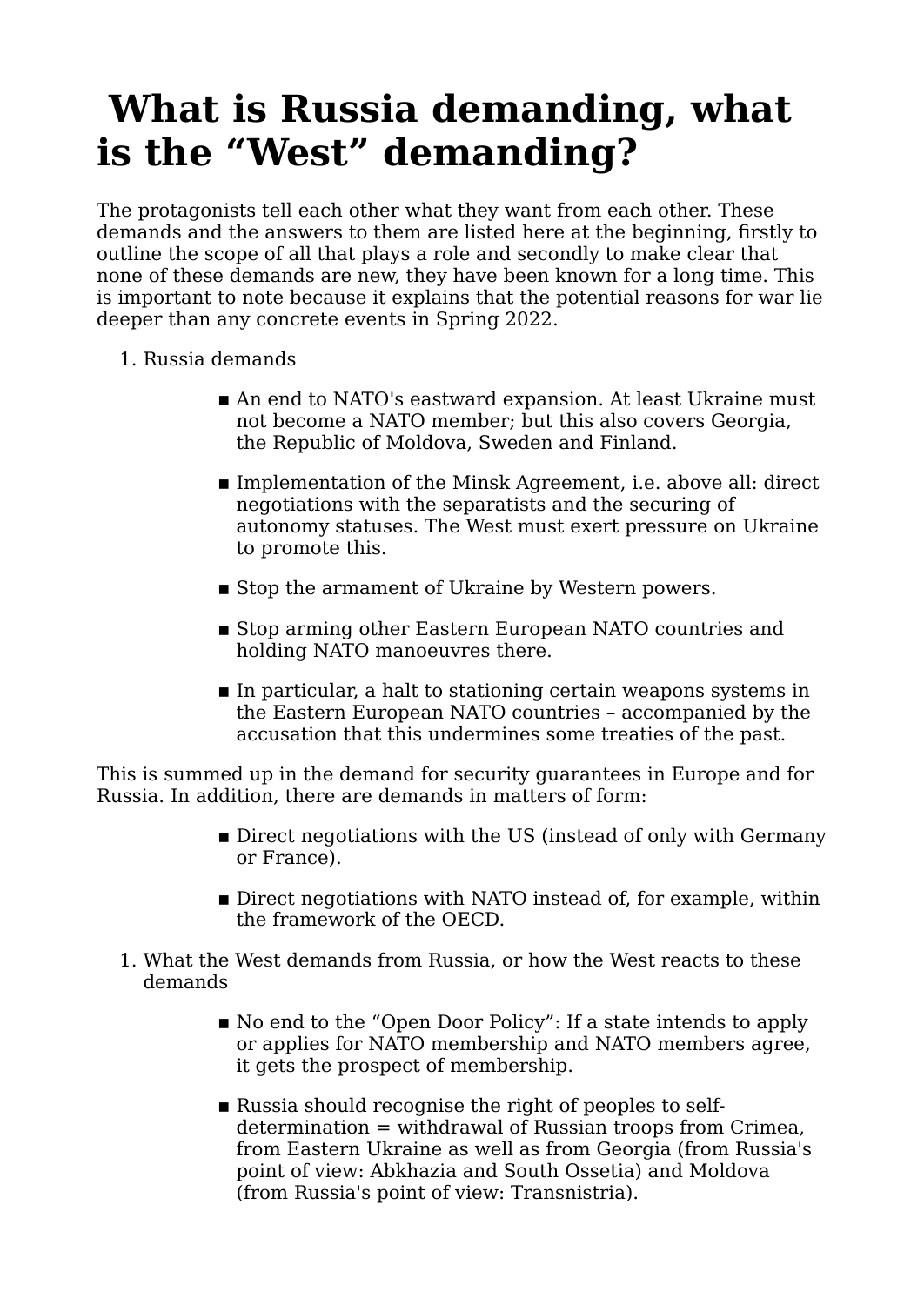# What is Russia demanding, what is the "West" demanding?

The protagonists tell each other what they want from each other. These demands and the answers to them are listed here at the beginning, firstly to outline the scope of all that plays a role and secondly to make clear that none of these demands are new, they have been known for a long time. This is important to note because it explains that the potential reasons for war lie deeper than any concrete events in Spring 2022.

1. Russia demands

    - An end to NATO's eastward expansion. At least Ukraine must not become a NATO member; but this also covers Georgia, the Republic of Moldova, Sweden and Finland.
    - Implementation of the Minsk Agreement, i.e. above all: direct negotiations with the separatists and the securing of autonomy statuses. The West must exert pressure on Ukraine to promote this.
    - Stop the armament of Ukraine by Western powers.
    - Stop arming other Eastern European NATO countries and holding NATO manoeuvres there.
    - In particular, a halt to stationing certain weapons systems in the Eastern European NATO countries – accompanied by the accusation that this undermines some treaties of the past.

This is summed up in the demand for security guarantees in Europe and for Russia. In addition, there are demands in matters of form:

- Direct negotiations with the US (instead of only with Germany or France).
- Direct negotiations with NATO instead of, for example, within the framework of the OECD.

1. What the West demands from Russia, or how the West reacts to these demands

    - No end to the "Open Door Policy": If a state intends to apply or applies for NATO membership and NATO members agree, it gets the prospect of membership.
    - Russia should recognise the right of peoples to self-determination = withdrawal of Russian troops from Crimea, from Eastern Ukraine as well as from Georgia (from Russia's point of view: Abkhazia and South Ossetia) and Moldova (from Russia's point of view: Transnistria).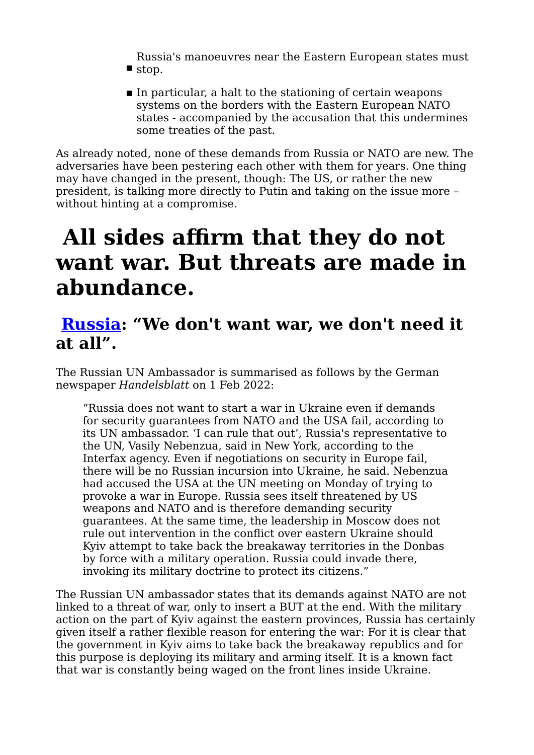- Russia's manoeuvres near the Eastern European states must stop.
- In particular, a halt to the stationing of certain weapons systems on the borders with the Eastern European NATO states - accompanied by the accusation that this undermines some treaties of the past.

As already noted, none of these demands from Russia or NATO are new. The adversaries have been pestering each other with them for years. One thing may have changed in the present, though: The US, or rather the new president, is talking more directly to Putin and taking on the issue more – without hinting at a compromise.

# All sides affirm that they do not want war. But threats are made in abundance.

## Russia: “We don't want war, we don't need it at all”.

The Russian UN Ambassador is summarised as follows by the German newspaper *Handelsblatt* on 1 Feb 2022:

> “Russia does not want to start a war in Ukraine even if demands for security guarantees from NATO and the USA fail, according to its UN ambassador. ‘I can rule that out’, Russia's representative to the UN, Vasily Nebenzua, said in New York, according to the Interfax agency. Even if negotiations on security in Europe fail, there will be no Russian incursion into Ukraine, he said. Nebenzua had accused the USA at the UN meeting on Monday of trying to provoke a war in Europe. Russia sees itself threatened by US weapons and NATO and is therefore demanding security guarantees. At the same time, the leadership in Moscow does not rule out intervention in the conflict over eastern Ukraine should Kyiv attempt to take back the breakaway territories in the Donbas by force with a military operation. Russia could invade there, invoking its military doctrine to protect its citizens.”

The Russian UN ambassador states that its demands against NATO are not linked to a threat of war, only to insert a BUT at the end. With the military action on the part of Kyiv against the eastern provinces, Russia has certainly given itself a rather flexible reason for entering the war: For it is clear that the government in Kyiv aims to take back the breakaway republics and for this purpose is deploying its military and arming itself. It is a known fact that war is constantly being waged on the front lines inside Ukraine.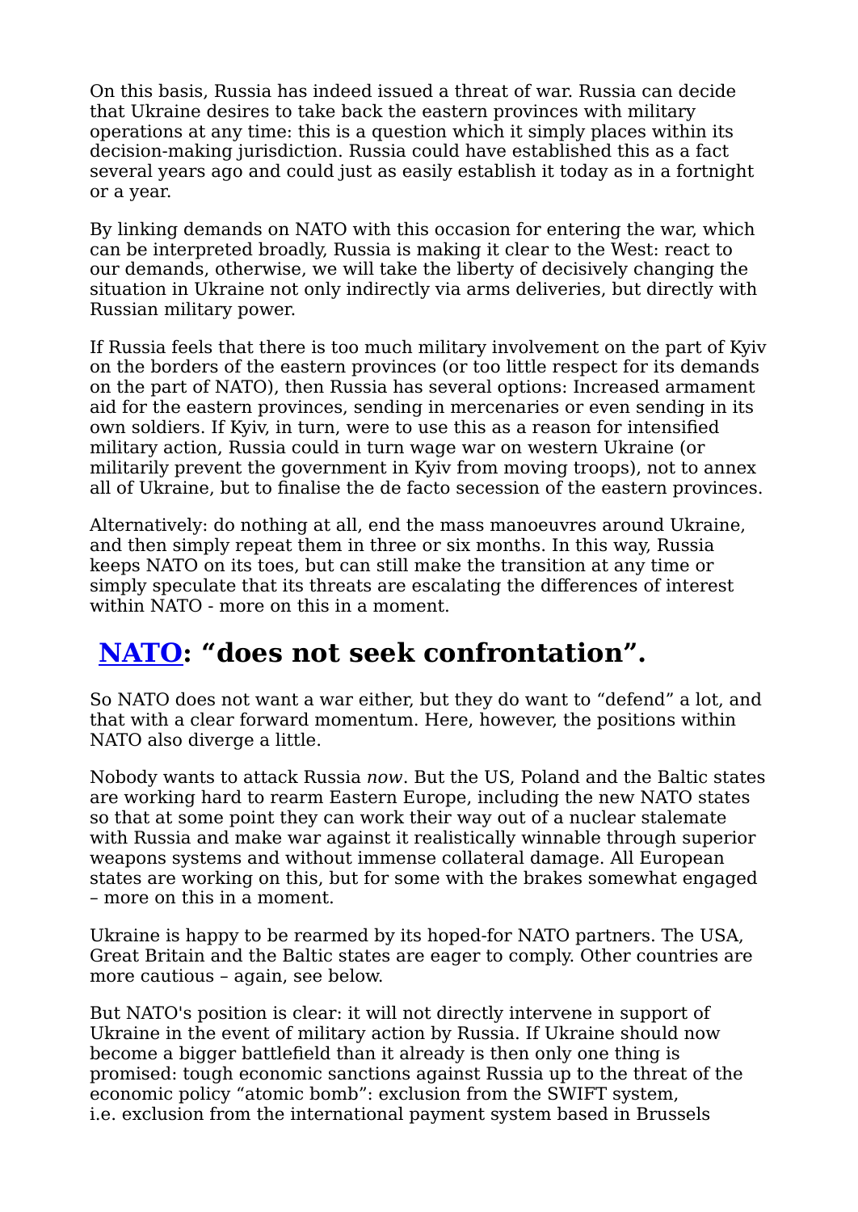On this basis, Russia has indeed issued a threat of war. Russia can decide that Ukraine desires to take back the eastern provinces with military operations at any time: this is a question which it simply places within its decision-making jurisdiction. Russia could have established this as a fact several years ago and could just as easily establish it today as in a fortnight or a year.

By linking demands on NATO with this occasion for entering the war, which can be interpreted broadly, Russia is making it clear to the West: react to our demands, otherwise, we will take the liberty of decisively changing the situation in Ukraine not only indirectly via arms deliveries, but directly with Russian military power.

If Russia feels that there is too much military involvement on the part of Kyiv on the borders of the eastern provinces (or too little respect for its demands on the part of NATO), then Russia has several options: Increased armament aid for the eastern provinces, sending in mercenaries or even sending in its own soldiers. If Kyiv, in turn, were to use this as a reason for intensified military action, Russia could in turn wage war on western Ukraine (or militarily prevent the government in Kyiv from moving troops), not to annex all of Ukraine, but to finalise the de facto secession of the eastern provinces.

Alternatively: do nothing at all, end the mass manoeuvres around Ukraine, and then simply repeat them in three or six months. In this way, Russia keeps NATO on its toes, but can still make the transition at any time or simply speculate that its threats are escalating the differences of interest within NATO - more on this in a moment.

## NATO: “does not seek confrontation”.

So NATO does not want a war either, but they do want to “defend” a lot, and that with a clear forward momentum. Here, however, the positions within NATO also diverge a little.

Nobody wants to attack Russia *now*. But the US, Poland and the Baltic states are working hard to rearm Eastern Europe, including the new NATO states so that at some point they can work their way out of a nuclear stalemate with Russia and make war against it realistically winnable through superior weapons systems and without immense collateral damage. All European states are working on this, but for some with the brakes somewhat engaged – more on this in a moment.

Ukraine is happy to be rearmed by its hoped-for NATO partners. The USA, Great Britain and the Baltic states are eager to comply. Other countries are more cautious – again, see below.

But NATO's position is clear: it will not directly intervene in support of Ukraine in the event of military action by Russia. If Ukraine should now become a bigger battlefield than it already is then only one thing is promised: tough economic sanctions against Russia up to the threat of the economic policy “atomic bomb”: exclusion from the SWIFT system, i.e. exclusion from the international payment system based in Brussels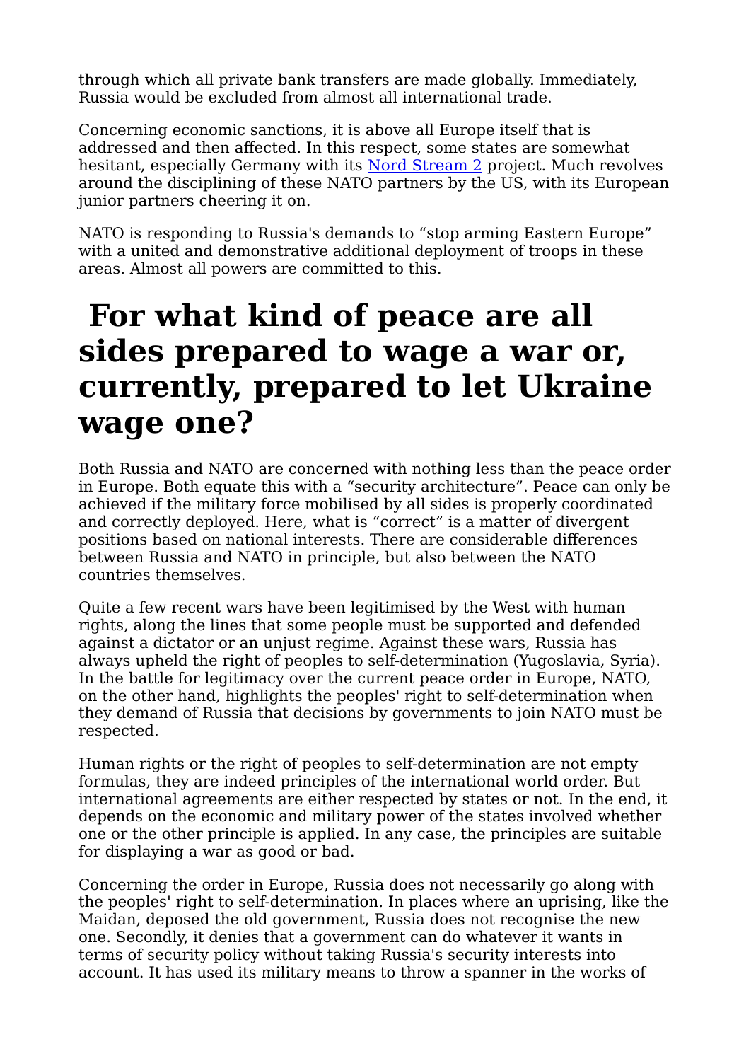through which all private bank transfers are made globally. Immediately, Russia would be excluded from almost all international trade.

Concerning economic sanctions, it is above all Europe itself that is addressed and then affected. In this respect, some states are somewhat hesitant, especially Germany with its [Nord Stream 2] project. Much revolves around the disciplining of these NATO partners by the US, with its European junior partners cheering it on.

NATO is responding to Russia's demands to “stop arming Eastern Europe” with a united and demonstrative additional deployment of troops in these areas. Almost all powers are committed to this.

# For what kind of peace are all sides prepared to wage a war or, currently, prepared to let Ukraine wage one?

Both Russia and NATO are concerned with nothing less than the peace order in Europe. Both equate this with a “security architecture”. Peace can only be achieved if the military force mobilised by all sides is properly coordinated and correctly deployed. Here, what is “correct” is a matter of divergent positions based on national interests. There are considerable differences between Russia and NATO in principle, but also between the NATO countries themselves.

Quite a few recent wars have been legitimised by the West with human rights, along the lines that some people must be supported and defended against a dictator or an unjust regime. Against these wars, Russia has always upheld the right of peoples to self-determination (Yugoslavia, Syria). In the battle for legitimacy over the current peace order in Europe, NATO, on the other hand, highlights the peoples' right to self-determination when they demand of Russia that decisions by governments to join NATO must be respected.

Human rights or the right of peoples to self-determination are not empty formulas, they are indeed principles of the international world order. But international agreements are either respected by states or not. In the end, it depends on the economic and military power of the states involved whether one or the other principle is applied. In any case, the principles are suitable for displaying a war as good or bad.

Concerning the order in Europe, Russia does not necessarily go along with the peoples' right to self-determination. In places where an uprising, like the Maidan, deposed the old government, Russia does not recognise the new one. Secondly, it denies that a government can do whatever it wants in terms of security policy without taking Russia's security interests into account. It has used its military means to throw a spanner in the works of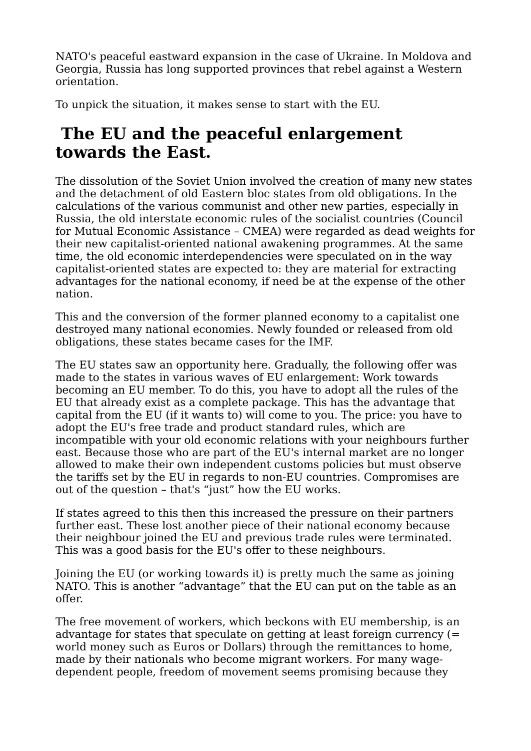NATO's peaceful eastward expansion in the case of Ukraine. In Moldova and Georgia, Russia has long supported provinces that rebel against a Western orientation.

To unpick the situation, it makes sense to start with the EU.

## The EU and the peaceful enlargement towards the East.

The dissolution of the Soviet Union involved the creation of many new states and the detachment of old Eastern bloc states from old obligations. In the calculations of the various communist and other new parties, especially in Russia, the old interstate economic rules of the socialist countries (Council for Mutual Economic Assistance – CMEA) were regarded as dead weights for their new capitalist-oriented national awakening programmes. At the same time, the old economic interdependencies were speculated on in the way capitalist-oriented states are expected to: they are material for extracting advantages for the national economy, if need be at the expense of the other nation.

This and the conversion of the former planned economy to a capitalist one destroyed many national economies. Newly founded or released from old obligations, these states became cases for the IMF.

The EU states saw an opportunity here. Gradually, the following offer was made to the states in various waves of EU enlargement: Work towards becoming an EU member. To do this, you have to adopt all the rules of the EU that already exist as a complete package. This has the advantage that capital from the EU (if it wants to) will come to you. The price: you have to adopt the EU's free trade and product standard rules, which are incompatible with your old economic relations with your neighbours further east. Because those who are part of the EU's internal market are no longer allowed to make their own independent customs policies but must observe the tariffs set by the EU in regards to non-EU countries. Compromises are out of the question – that's “just” how the EU works.

If states agreed to this then this increased the pressure on their partners further east. These lost another piece of their national economy because their neighbour joined the EU and previous trade rules were terminated. This was a good basis for the EU's offer to these neighbours.

Joining the EU (or working towards it) is pretty much the same as joining NATO. This is another “advantage” that the EU can put on the table as an offer.

The free movement of workers, which beckons with EU membership, is an advantage for states that speculate on getting at least foreign currency (= world money such as Euros or Dollars) through the remittances to home, made by their nationals who become migrant workers. For many wage-dependent people, freedom of movement seems promising because they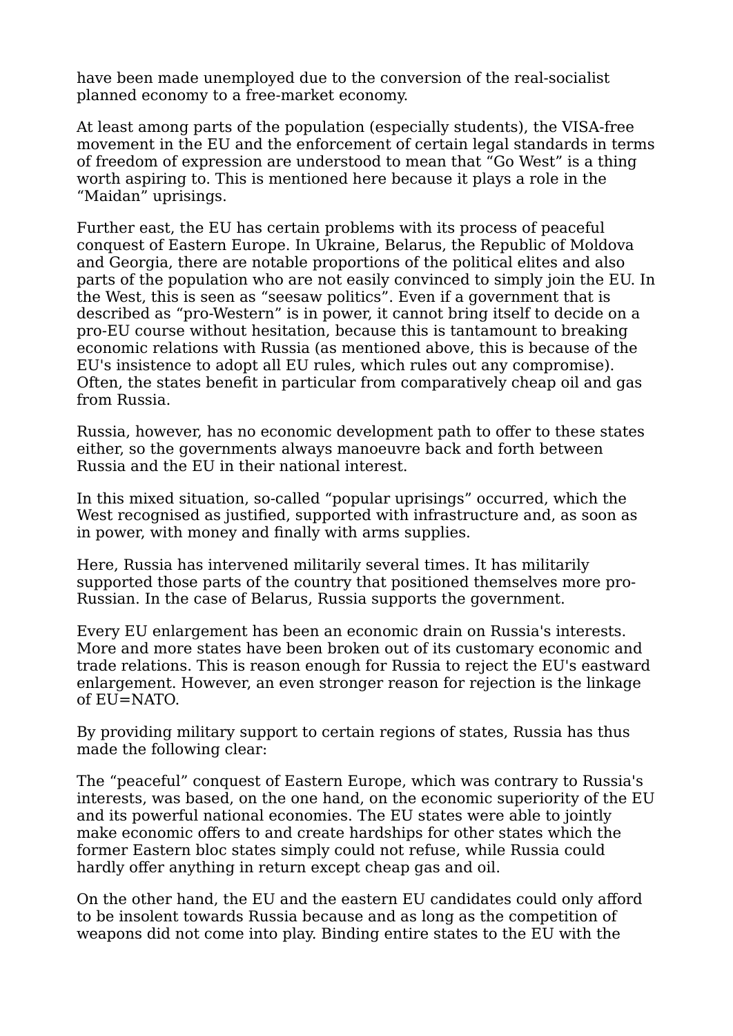have been made unemployed due to the conversion of the real-socialist planned economy to a free-market economy.

At least among parts of the population (especially students), the VISA-free movement in the EU and the enforcement of certain legal standards in terms of freedom of expression are understood to mean that “Go West” is a thing worth aspiring to. This is mentioned here because it plays a role in the “Maidan” uprisings.

Further east, the EU has certain problems with its process of peaceful conquest of Eastern Europe. In Ukraine, Belarus, the Republic of Moldova and Georgia, there are notable proportions of the political elites and also parts of the population who are not easily convinced to simply join the EU. In the West, this is seen as “seesaw politics”. Even if a government that is described as “pro-Western” is in power, it cannot bring itself to decide on a pro-EU course without hesitation, because this is tantamount to breaking economic relations with Russia (as mentioned above, this is because of the EU's insistence to adopt all EU rules, which rules out any compromise). Often, the states benefit in particular from comparatively cheap oil and gas from Russia.

Russia, however, has no economic development path to offer to these states either, so the governments always manoeuvre back and forth between Russia and the EU in their national interest.

In this mixed situation, so-called “popular uprisings” occurred, which the West recognised as justified, supported with infrastructure and, as soon as in power, with money and finally with arms supplies.

Here, Russia has intervened militarily several times. It has militarily supported those parts of the country that positioned themselves more pro-Russian. In the case of Belarus, Russia supports the government.

Every EU enlargement has been an economic drain on Russia's interests. More and more states have been broken out of its customary economic and trade relations. This is reason enough for Russia to reject the EU's eastward enlargement. However, an even stronger reason for rejection is the linkage of EU=NATO.

By providing military support to certain regions of states, Russia has thus made the following clear:

The “peaceful” conquest of Eastern Europe, which was contrary to Russia's interests, was based, on the one hand, on the economic superiority of the EU and its powerful national economies. The EU states were able to jointly make economic offers to and create hardships for other states which the former Eastern bloc states simply could not refuse, while Russia could hardly offer anything in return except cheap gas and oil.

On the other hand, the EU and the eastern EU candidates could only afford to be insolent towards Russia because and as long as the competition of weapons did not come into play. Binding entire states to the EU with the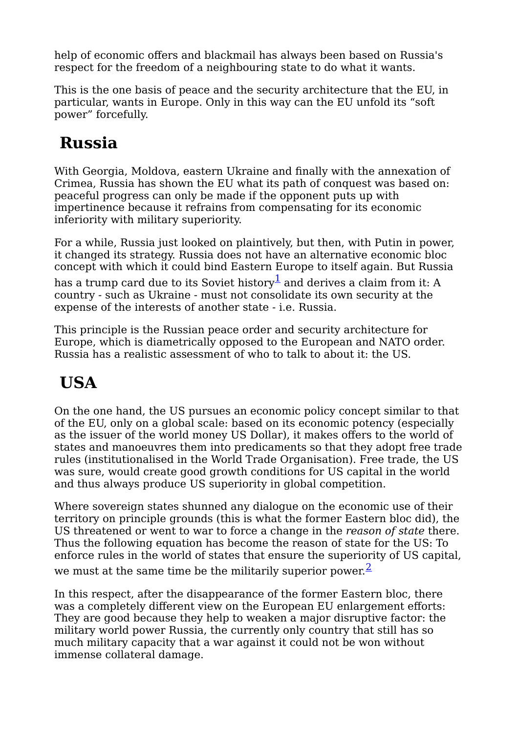help of economic offers and blackmail has always been based on Russia's respect for the freedom of a neighbouring state to do what it wants.

This is the one basis of peace and the security architecture that the EU, in particular, wants in Europe. Only in this way can the EU unfold its “soft power” forcefully.

## Russia

With Georgia, Moldova, eastern Ukraine and finally with the annexation of Crimea, Russia has shown the EU what its path of conquest was based on: peaceful progress can only be made if the opponent puts up with impertinence because it refrains from compensating for its economic inferiority with military superiority.

For a while, Russia just looked on plaintively, but then, with Putin in power, it changed its strategy. Russia does not have an alternative economic bloc concept with which it could bind Eastern Europe to itself again. But Russia has a trump card due to its Soviet history[1] and derives a claim from it: A country - such as Ukraine - must not consolidate its own security at the expense of the interests of another state - i.e. Russia.

This principle is the Russian peace order and security architecture for Europe, which is diametrically opposed to the European and NATO order. Russia has a realistic assessment of who to talk to about it: the US.

## USA

On the one hand, the US pursues an economic policy concept similar to that of the EU, only on a global scale: based on its economic potency (especially as the issuer of the world money US Dollar), it makes offers to the world of states and manoeuvres them into predicaments so that they adopt free trade rules (institutionalised in the World Trade Organisation). Free trade, the US was sure, would create good growth conditions for US capital in the world and thus always produce US superiority in global competition.

Where sovereign states shunned any dialogue on the economic use of their territory on principle grounds (this is what the former Eastern bloc did), the US threatened or went to war to force a change in the *reason of state* there. Thus the following equation has become the reason of state for the US: To enforce rules in the world of states that ensure the superiority of US capital, we must at the same time be the militarily superior power.[2]

In this respect, after the disappearance of the former Eastern bloc, there was a completely different view on the European EU enlargement efforts: They are good because they help to weaken a major disruptive factor: the military world power Russia, the currently only country that still has so much military capacity that a war against it could not be won without immense collateral damage.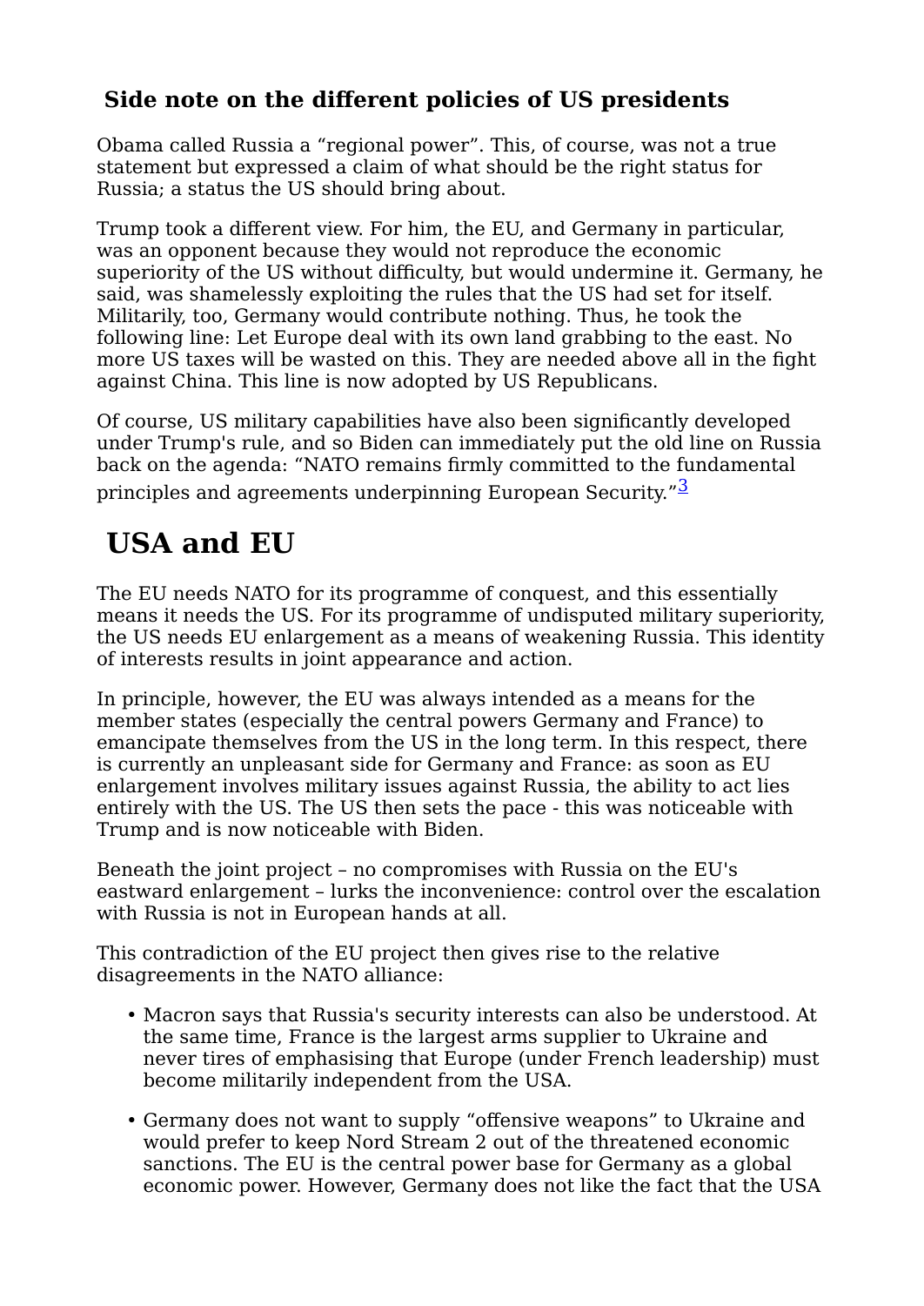### Side note on the different policies of US presidents

Obama called Russia a “regional power”. This, of course, was not a true statement but expressed a claim of what should be the right status for Russia; a status the US should bring about.

Trump took a different view. For him, the EU, and Germany in particular, was an opponent because they would not reproduce the economic superiority of the US without difficulty, but would undermine it. Germany, he said, was shamelessly exploiting the rules that the US had set for itself. Militarily, too, Germany would contribute nothing. Thus, he took the following line: Let Europe deal with its own land grabbing to the east. No more US taxes will be wasted on this. They are needed above all in the fight against China. This line is now adopted by US Republicans.

Of course, US military capabilities have also been significantly developed under Trump's rule, and so Biden can immediately put the old line on Russia back on the agenda: “NATO remains firmly committed to the fundamental principles and agreements underpinning European Security.”[3]

## USA and EU

The EU needs NATO for its programme of conquest, and this essentially means it needs the US. For its programme of undisputed military superiority, the US needs EU enlargement as a means of weakening Russia. This identity of interests results in joint appearance and action.

In principle, however, the EU was always intended as a means for the member states (especially the central powers Germany and France) to emancipate themselves from the US in the long term. In this respect, there is currently an unpleasant side for Germany and France: as soon as EU enlargement involves military issues against Russia, the ability to act lies entirely with the US. The US then sets the pace - this was noticeable with Trump and is now noticeable with Biden.

Beneath the joint project – no compromises with Russia on the EU's eastward enlargement – lurks the inconvenience: control over the escalation with Russia is not in European hands at all.

This contradiction of the EU project then gives rise to the relative disagreements in the NATO alliance:

- Macron says that Russia's security interests can also be understood. At the same time, France is the largest arms supplier to Ukraine and never tires of emphasising that Europe (under French leadership) must become militarily independent from the USA.
- Germany does not want to supply “offensive weapons” to Ukraine and would prefer to keep Nord Stream 2 out of the threatened economic sanctions. The EU is the central power base for Germany as a global economic power. However, Germany does not like the fact that the USA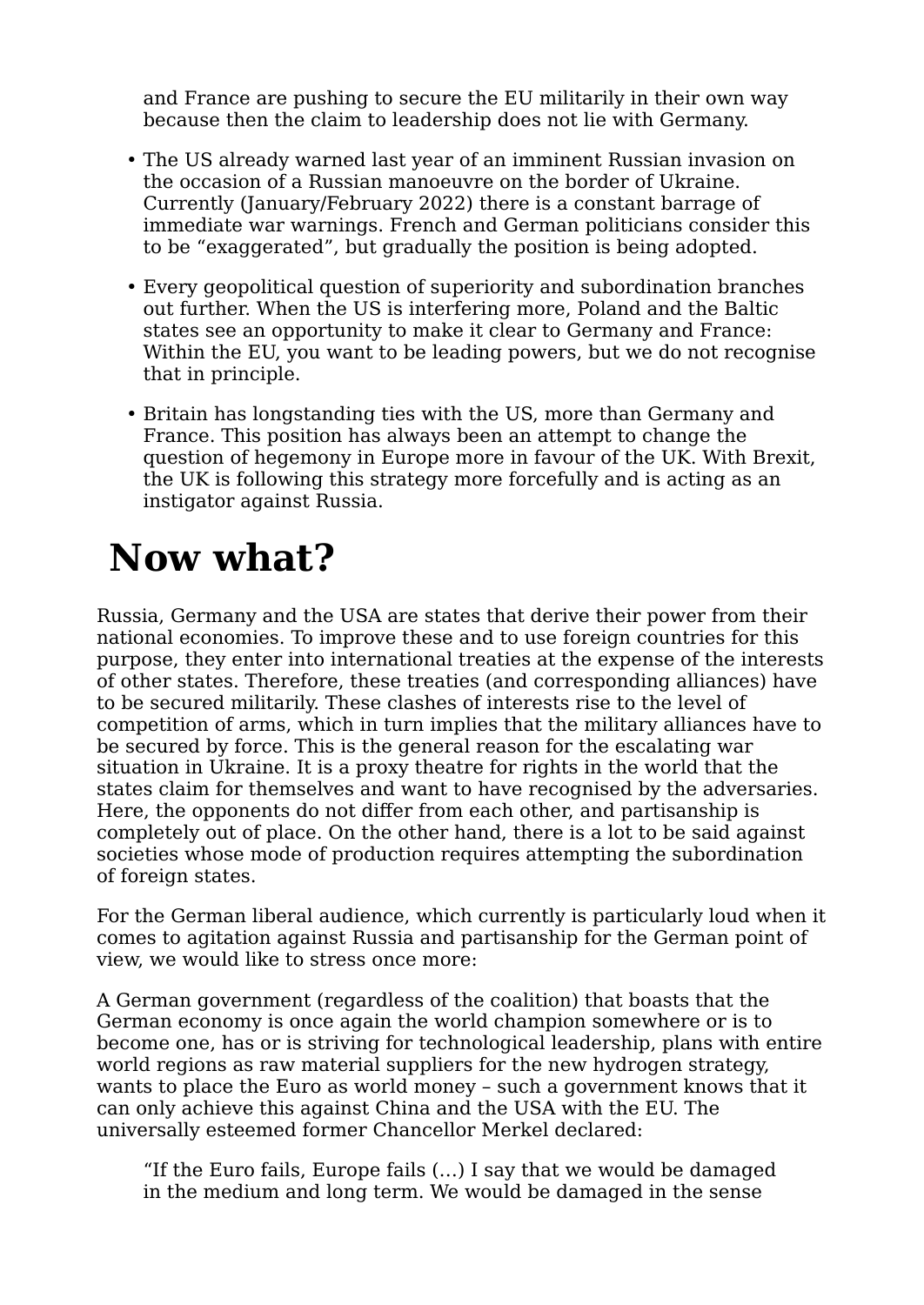and France are pushing to secure the EU militarily in their own way because then the claim to leadership does not lie with Germany.

- The US already warned last year of an imminent Russian invasion on the occasion of a Russian manoeuvre on the border of Ukraine. Currently (January/February 2022) there is a constant barrage of immediate war warnings. French and German politicians consider this to be “exaggerated”, but gradually the position is being adopted.
- Every geopolitical question of superiority and subordination branches out further. When the US is interfering more, Poland and the Baltic states see an opportunity to make it clear to Germany and France: Within the EU, you want to be leading powers, but we do not recognise that in principle.
- Britain has longstanding ties with the US, more than Germany and France. This position has always been an attempt to change the question of hegemony in Europe more in favour of the UK. With Brexit, the UK is following this strategy more forcefully and is acting as an instigator against Russia.

# Now what?

Russia, Germany and the USA are states that derive their power from their national economies. To improve these and to use foreign countries for this purpose, they enter into international treaties at the expense of the interests of other states. Therefore, these treaties (and corresponding alliances) have to be secured militarily. These clashes of interests rise to the level of competition of arms, which in turn implies that the military alliances have to be secured by force. This is the general reason for the escalating war situation in Ukraine. It is a proxy theatre for rights in the world that the states claim for themselves and want to have recognised by the adversaries. Here, the opponents do not differ from each other, and partisanship is completely out of place. On the other hand, there is a lot to be said against societies whose mode of production requires attempting the subordination of foreign states.

For the German liberal audience, which currently is particularly loud when it comes to agitation against Russia and partisanship for the German point of view, we would like to stress once more:

A German government (regardless of the coalition) that boasts that the German economy is once again the world champion somewhere or is to become one, has or is striving for technological leadership, plans with entire world regions as raw material suppliers for the new hydrogen strategy, wants to place the Euro as world money – such a government knows that it can only achieve this against China and the USA with the EU. The universally esteemed former Chancellor Merkel declared:

> “If the Euro fails, Europe fails (…) I say that we would be damaged in the medium and long term. We would be damaged in the sense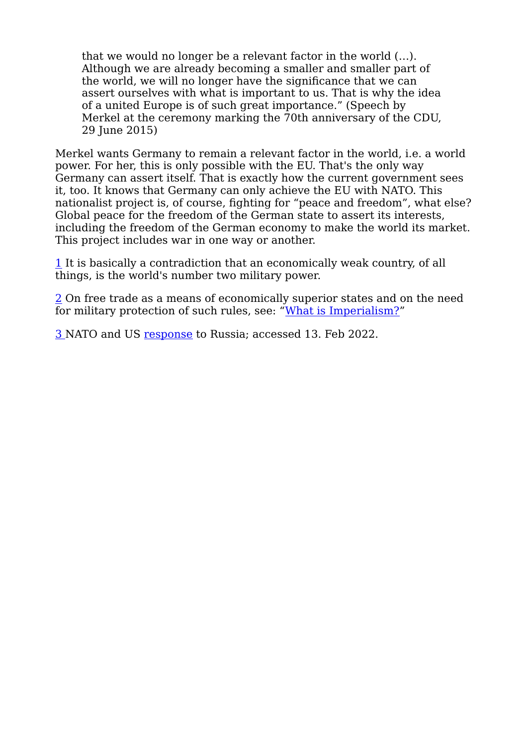> that we would no longer be a relevant factor in the world (…). Although we are already becoming a smaller and smaller part of the world, we will no longer have the significance that we can assert ourselves with what is important to us. That is why the idea of a united Europe is of such great importance." (Speech by Merkel at the ceremony marking the 70th anniversary of the CDU, 29 June 2015)

Merkel wants Germany to remain a relevant factor in the world, i.e. a world power. For her, this is only possible with the EU. That's the only way Germany can assert itself. That is exactly how the current government sees it, too. It knows that Germany can only achieve the EU with NATO. This nationalist project is, of course, fighting for "peace and freedom", what else? Global peace for the freedom of the German state to assert its interests, including the freedom of the German economy to make the world its market. This project includes war in one way or another.

[1] It is basically a contradiction that an economically weak country, of all things, is the world's number two military power.

[2] On free trade as a means of economically superior states and on the need for military protection of such rules, see: "What is Imperialism?"

[3] NATO and US response to Russia; accessed 13. Feb 2022.